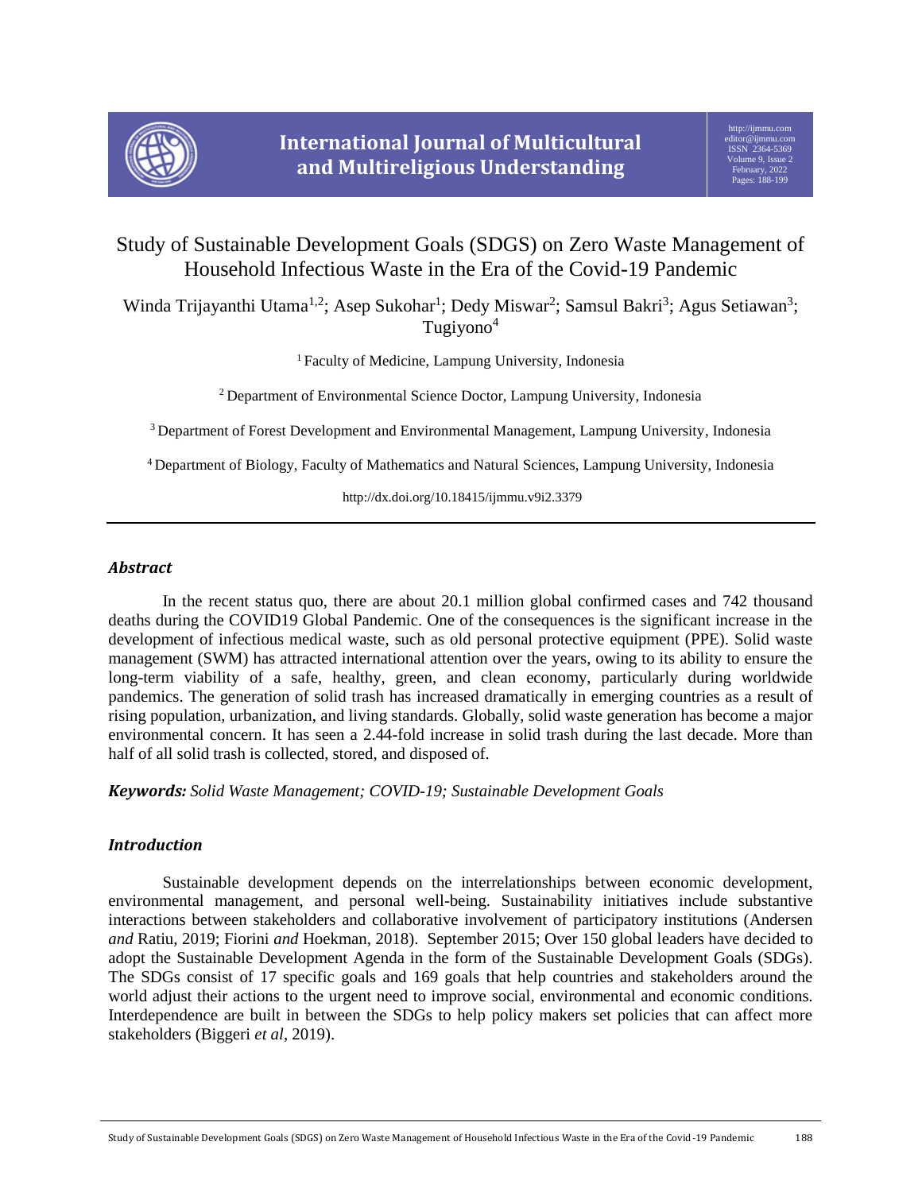# Study of Sustainable Development Goals (SDGS) on Zero Waste Management of Household Infectious Waste in the Era of the Covid-19 Pandemic

Winda Trijayanthi Utama[1,2]; Asep Sukohar[1]; Dedy Miswar[2]; Samsul Bakri[3]; Agus Setiawan[3]; Tugiyono[4]

[1] Faculty of Medicine, Lampung University, Indonesia

[2] Department of Environmental Science Doctor, Lampung University, Indonesia

[3] Department of Forest Development and Environmental Management, Lampung University, Indonesia

[4] Department of Biology, Faculty of Mathematics and Natural Sciences, Lampung University, Indonesia

http://dx.doi.org/10.18415/ijmmu.v9i2.3379

---

### *Abstract*

In the recent status quo, there are about 20.1 million global confirmed cases and 742 thousand deaths during the COVID19 Global Pandemic. One of the consequences is the significant increase in the development of infectious medical waste, such as old personal protective equipment (PPE). Solid waste management (SWM) has attracted international attention over the years, owing to its ability to ensure the long-term viability of a safe, healthy, green, and clean economy, particularly during worldwide pandemics. The generation of solid trash has increased dramatically in emerging countries as a result of rising population, urbanization, and living standards. Globally, solid waste generation has become a major environmental concern. It has seen a 2.44-fold increase in solid trash during the last decade. More than half of all solid trash is collected, stored, and disposed of.

***Keywords:*** *Solid Waste Management; COVID-19; Sustainable Development Goals*

### *Introduction*

Sustainable development depends on the interrelationships between economic development, environmental management, and personal well-being. Sustainability initiatives include substantive interactions between stakeholders and collaborative involvement of participatory institutions (Andersen *and* Ratiu, 2019; Fiorini *and* Hoekman, 2018). September 2015; Over 150 global leaders have decided to adopt the Sustainable Development Agenda in the form of the Sustainable Development Goals (SDGs). The SDGs consist of 17 specific goals and 169 goals that help countries and stakeholders around the world adjust their actions to the urgent need to improve social, environmental and economic conditions. Interdependence are built in between the SDGs to help policy makers set policies that can affect more stakeholders (Biggeri *et al*, 2019).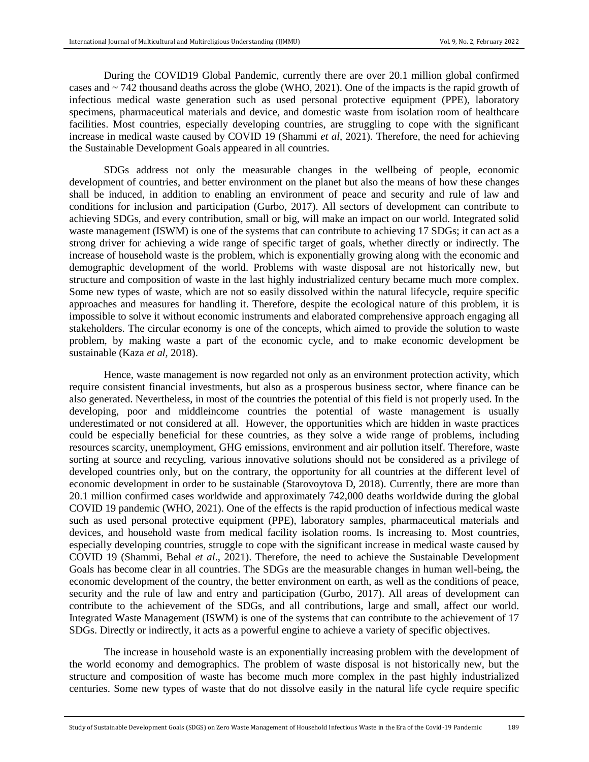During the COVID19 Global Pandemic, currently there are over 20.1 million global confirmed cases and ~ 742 thousand deaths across the globe (WHO, 2021). One of the impacts is the rapid growth of infectious medical waste generation such as used personal protective equipment (PPE), laboratory specimens, pharmaceutical materials and device, and domestic waste from isolation room of healthcare facilities. Most countries, especially developing countries, are struggling to cope with the significant increase in medical waste caused by COVID 19 (Shammi *et al*, 2021). Therefore, the need for achieving the Sustainable Development Goals appeared in all countries.

SDGs address not only the measurable changes in the wellbeing of people, economic development of countries, and better environment on the planet but also the means of how these changes shall be induced, in addition to enabling an environment of peace and security and rule of law and conditions for inclusion and participation (Gurbo, 2017). All sectors of development can contribute to achieving SDGs, and every contribution, small or big, will make an impact on our world. Integrated solid waste management (ISWM) is one of the systems that can contribute to achieving 17 SDGs; it can act as a strong driver for achieving a wide range of specific target of goals, whether directly or indirectly. The increase of household waste is the problem, which is exponentially growing along with the economic and demographic development of the world. Problems with waste disposal are not historically new, but structure and composition of waste in the last highly industrialized century became much more complex. Some new types of waste, which are not so easily dissolved within the natural lifecycle, require specific approaches and measures for handling it. Therefore, despite the ecological nature of this problem, it is impossible to solve it without economic instruments and elaborated comprehensive approach engaging all stakeholders. The circular economy is one of the concepts, which aimed to provide the solution to waste problem, by making waste a part of the economic cycle, and to make economic development be sustainable (Kaza *et al*, 2018).

Hence, waste management is now regarded not only as an environment protection activity, which require consistent financial investments, but also as a prosperous business sector, where finance can be also generated. Nevertheless, in most of the countries the potential of this field is not properly used. In the developing, poor and middleincome countries the potential of waste management is usually underestimated or not considered at all. However, the opportunities which are hidden in waste practices could be especially beneficial for these countries, as they solve a wide range of problems, including resources scarcity, unemployment, GHG emissions, environment and air pollution itself. Therefore, waste sorting at source and recycling, various innovative solutions should not be considered as a privilege of developed countries only, but on the contrary, the opportunity for all countries at the different level of economic development in order to be sustainable (Starovoytova D, 2018). Currently, there are more than 20.1 million confirmed cases worldwide and approximately 742,000 deaths worldwide during the global COVID 19 pandemic (WHO, 2021). One of the effects is the rapid production of infectious medical waste such as used personal protective equipment (PPE), laboratory samples, pharmaceutical materials and devices, and household waste from medical facility isolation rooms. Is increasing to. Most countries, especially developing countries, struggle to cope with the significant increase in medical waste caused by COVID 19 (Shammi, Behal *et al*., 2021). Therefore, the need to achieve the Sustainable Development Goals has become clear in all countries. The SDGs are the measurable changes in human well-being, the economic development of the country, the better environment on earth, as well as the conditions of peace, security and the rule of law and entry and participation (Gurbo, 2017). All areas of development can contribute to the achievement of the SDGs, and all contributions, large and small, affect our world. Integrated Waste Management (ISWM) is one of the systems that can contribute to the achievement of 17 SDGs. Directly or indirectly, it acts as a powerful engine to achieve a variety of specific objectives.

The increase in household waste is an exponentially increasing problem with the development of the world economy and demographics. The problem of waste disposal is not historically new, but the structure and composition of waste has become much more complex in the past highly industrialized centuries. Some new types of waste that do not dissolve easily in the natural life cycle require specific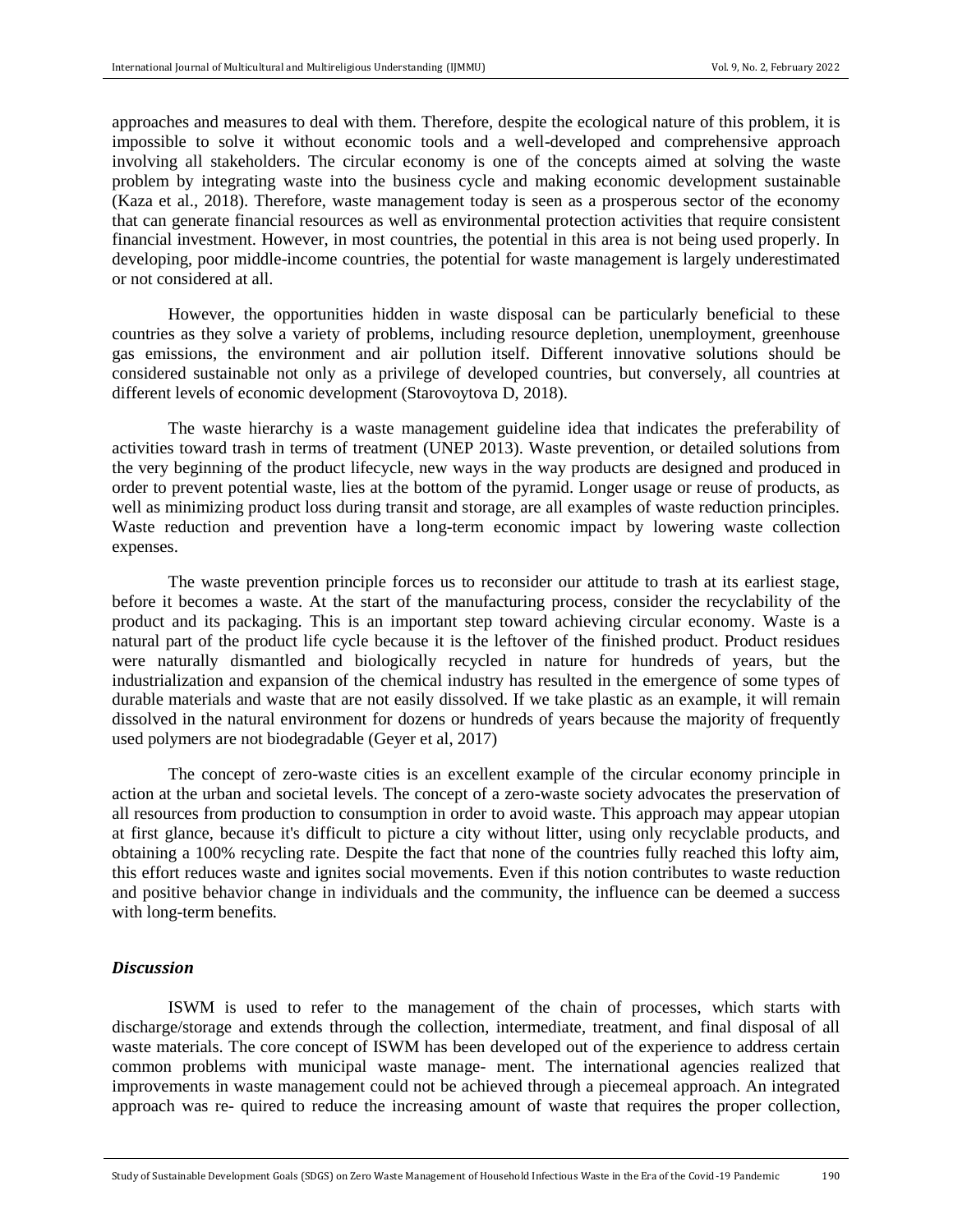approaches and measures to deal with them. Therefore, despite the ecological nature of this problem, it is impossible to solve it without economic tools and a well-developed and comprehensive approach involving all stakeholders. The circular economy is one of the concepts aimed at solving the waste problem by integrating waste into the business cycle and making economic development sustainable (Kaza et al., 2018). Therefore, waste management today is seen as a prosperous sector of the economy that can generate financial resources as well as environmental protection activities that require consistent financial investment. However, in most countries, the potential in this area is not being used properly. In developing, poor middle-income countries, the potential for waste management is largely underestimated or not considered at all.

However, the opportunities hidden in waste disposal can be particularly beneficial to these countries as they solve a variety of problems, including resource depletion, unemployment, greenhouse gas emissions, the environment and air pollution itself. Different innovative solutions should be considered sustainable not only as a privilege of developed countries, but conversely, all countries at different levels of economic development (Starovoytova D, 2018).

The waste hierarchy is a waste management guideline idea that indicates the preferability of activities toward trash in terms of treatment (UNEP 2013). Waste prevention, or detailed solutions from the very beginning of the product lifecycle, new ways in the way products are designed and produced in order to prevent potential waste, lies at the bottom of the pyramid. Longer usage or reuse of products, as well as minimizing product loss during transit and storage, are all examples of waste reduction principles. Waste reduction and prevention have a long-term economic impact by lowering waste collection expenses.

The waste prevention principle forces us to reconsider our attitude to trash at its earliest stage, before it becomes a waste. At the start of the manufacturing process, consider the recyclability of the product and its packaging. This is an important step toward achieving circular economy. Waste is a natural part of the product life cycle because it is the leftover of the finished product. Product residues were naturally dismantled and biologically recycled in nature for hundreds of years, but the industrialization and expansion of the chemical industry has resulted in the emergence of some types of durable materials and waste that are not easily dissolved. If we take plastic as an example, it will remain dissolved in the natural environment for dozens or hundreds of years because the majority of frequently used polymers are not biodegradable (Geyer et al, 2017)

The concept of zero-waste cities is an excellent example of the circular economy principle in action at the urban and societal levels. The concept of a zero-waste society advocates the preservation of all resources from production to consumption in order to avoid waste. This approach may appear utopian at first glance, because it's difficult to picture a city without litter, using only recyclable products, and obtaining a 100% recycling rate. Despite the fact that none of the countries fully reached this lofty aim, this effort reduces waste and ignites social movements. Even if this notion contributes to waste reduction and positive behavior change in individuals and the community, the influence can be deemed a success with long-term benefits.

### *Discussion*

ISWM is used to refer to the management of the chain of processes, which starts with discharge/storage and extends through the collection, intermediate, treatment, and final disposal of all waste materials. The core concept of ISWM has been developed out of the experience to address certain common problems with municipal waste manage- ment. The international agencies realized that improvements in waste management could not be achieved through a piecemeal approach. An integrated approach was re- quired to reduce the increasing amount of waste that requires the proper collection,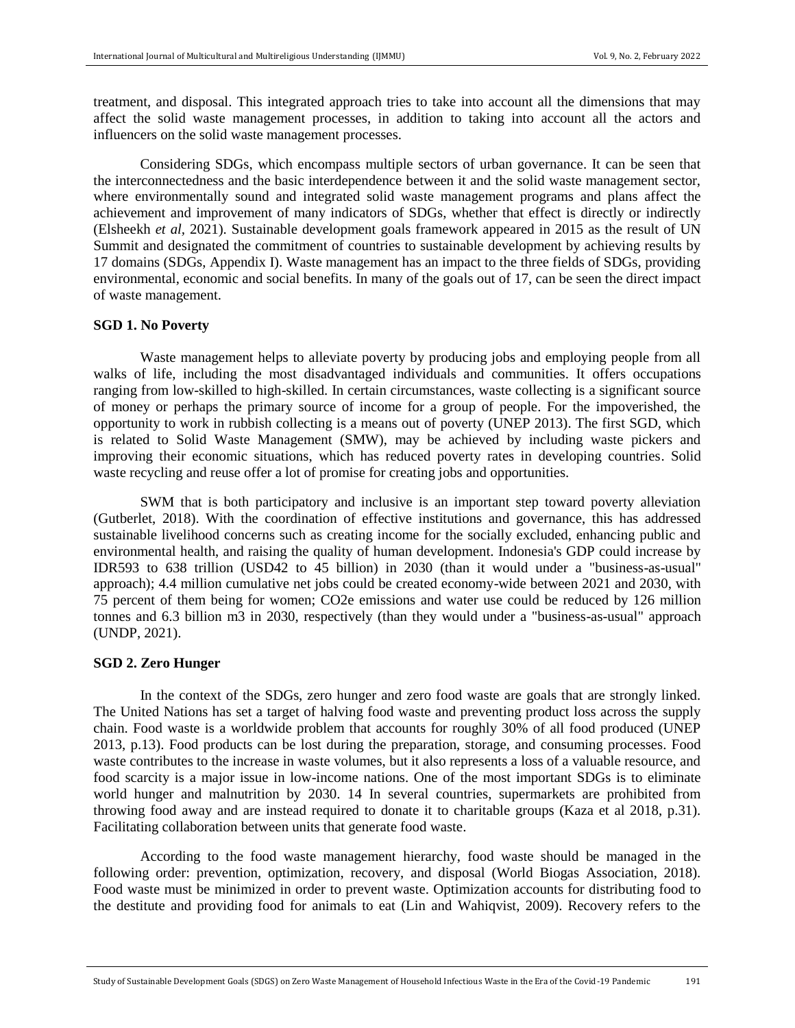treatment, and disposal. This integrated approach tries to take into account all the dimensions that may affect the solid waste management processes, in addition to taking into account all the actors and influencers on the solid waste management processes.

Considering SDGs, which encompass multiple sectors of urban governance. It can be seen that the interconnectedness and the basic interdependence between it and the solid waste management sector, where environmentally sound and integrated solid waste management programs and plans affect the achievement and improvement of many indicators of SDGs, whether that effect is directly or indirectly (Elsheekh *et al*, 2021). Sustainable development goals framework appeared in 2015 as the result of UN Summit and designated the commitment of countries to sustainable development by achieving results by 17 domains (SDGs, Appendix I). Waste management has an impact to the three fields of SDGs, providing environmental, economic and social benefits. In many of the goals out of 17, can be seen the direct impact of waste management.

**SGD 1. No Poverty**

Waste management helps to alleviate poverty by producing jobs and employing people from all walks of life, including the most disadvantaged individuals and communities. It offers occupations ranging from low-skilled to high-skilled. In certain circumstances, waste collecting is a significant source of money or perhaps the primary source of income for a group of people. For the impoverished, the opportunity to work in rubbish collecting is a means out of poverty (UNEP 2013). The first SGD, which is related to Solid Waste Management (SMW), may be achieved by including waste pickers and improving their economic situations, which has reduced poverty rates in developing countries. Solid waste recycling and reuse offer a lot of promise for creating jobs and opportunities.

SWM that is both participatory and inclusive is an important step toward poverty alleviation (Gutberlet, 2018). With the coordination of effective institutions and governance, this has addressed sustainable livelihood concerns such as creating income for the socially excluded, enhancing public and environmental health, and raising the quality of human development. Indonesia's GDP could increase by IDR593 to 638 trillion (USD42 to 45 billion) in 2030 (than it would under a "business-as-usual" approach); 4.4 million cumulative net jobs could be created economy-wide between 2021 and 2030, with 75 percent of them being for women; CO2e emissions and water use could be reduced by 126 million tonnes and 6.3 billion m3 in 2030, respectively (than they would under a "business-as-usual" approach (UNDP, 2021).

**SGD 2. Zero Hunger**

In the context of the SDGs, zero hunger and zero food waste are goals that are strongly linked. The United Nations has set a target of halving food waste and preventing product loss across the supply chain. Food waste is a worldwide problem that accounts for roughly 30% of all food produced (UNEP 2013, p.13). Food products can be lost during the preparation, storage, and consuming processes. Food waste contributes to the increase in waste volumes, but it also represents a loss of a valuable resource, and food scarcity is a major issue in low-income nations. One of the most important SDGs is to eliminate world hunger and malnutrition by 2030. 14 In several countries, supermarkets are prohibited from throwing food away and are instead required to donate it to charitable groups (Kaza et al 2018, p.31). Facilitating collaboration between units that generate food waste.

According to the food waste management hierarchy, food waste should be managed in the following order: prevention, optimization, recovery, and disposal (World Biogas Association, 2018). Food waste must be minimized in order to prevent waste. Optimization accounts for distributing food to the destitute and providing food for animals to eat (Lin and Wahiqvist, 2009). Recovery refers to the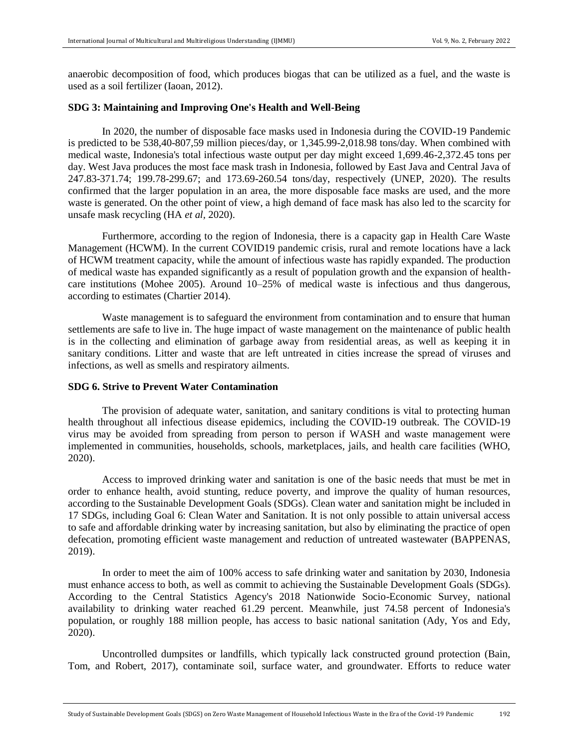anaerobic decomposition of food, which produces biogas that can be utilized as a fuel, and the waste is used as a soil fertilizer (Iaoan, 2012).

### SDG 3: Maintaining and Improving One's Health and Well-Being

In 2020, the number of disposable face masks used in Indonesia during the COVID-19 Pandemic is predicted to be 538,40-807,59 million pieces/day, or 1,345.99-2,018.98 tons/day. When combined with medical waste, Indonesia's total infectious waste output per day might exceed 1,699.46-2,372.45 tons per day. West Java produces the most face mask trash in Indonesia, followed by East Java and Central Java of 247.83-371.74; 199.78-299.67; and 173.69-260.54 tons/day, respectively (UNEP, 2020). The results confirmed that the larger population in an area, the more disposable face masks are used, and the more waste is generated. On the other point of view, a high demand of face mask has also led to the scarcity for unsafe mask recycling (HA *et al*, 2020).

Furthermore, according to the region of Indonesia, there is a capacity gap in Health Care Waste Management (HCWM). In the current COVID19 pandemic crisis, rural and remote locations have a lack of HCWM treatment capacity, while the amount of infectious waste has rapidly expanded. The production of medical waste has expanded significantly as a result of population growth and the expansion of health-care institutions (Mohee 2005). Around 10–25% of medical waste is infectious and thus dangerous, according to estimates (Chartier 2014).

Waste management is to safeguard the environment from contamination and to ensure that human settlements are safe to live in. The huge impact of waste management on the maintenance of public health is in the collecting and elimination of garbage away from residential areas, as well as keeping it in sanitary conditions. Litter and waste that are left untreated in cities increase the spread of viruses and infections, as well as smells and respiratory ailments.

### SDG 6. Strive to Prevent Water Contamination

The provision of adequate water, sanitation, and sanitary conditions is vital to protecting human health throughout all infectious disease epidemics, including the COVID-19 outbreak. The COVID-19 virus may be avoided from spreading from person to person if WASH and waste management were implemented in communities, households, schools, marketplaces, jails, and health care facilities (WHO, 2020).

Access to improved drinking water and sanitation is one of the basic needs that must be met in order to enhance health, avoid stunting, reduce poverty, and improve the quality of human resources, according to the Sustainable Development Goals (SDGs). Clean water and sanitation might be included in 17 SDGs, including Goal 6: Clean Water and Sanitation. It is not only possible to attain universal access to safe and affordable drinking water by increasing sanitation, but also by eliminating the practice of open defecation, promoting efficient waste management and reduction of untreated wastewater (BAPPENAS, 2019).

In order to meet the aim of 100% access to safe drinking water and sanitation by 2030, Indonesia must enhance access to both, as well as commit to achieving the Sustainable Development Goals (SDGs). According to the Central Statistics Agency's 2018 Nationwide Socio-Economic Survey, national availability to drinking water reached 61.29 percent. Meanwhile, just 74.58 percent of Indonesia's population, or roughly 188 million people, has access to basic national sanitation (Ady, Yos and Edy, 2020).

Uncontrolled dumpsites or landfills, which typically lack constructed ground protection (Bain, Tom, and Robert, 2017), contaminate soil, surface water, and groundwater. Efforts to reduce water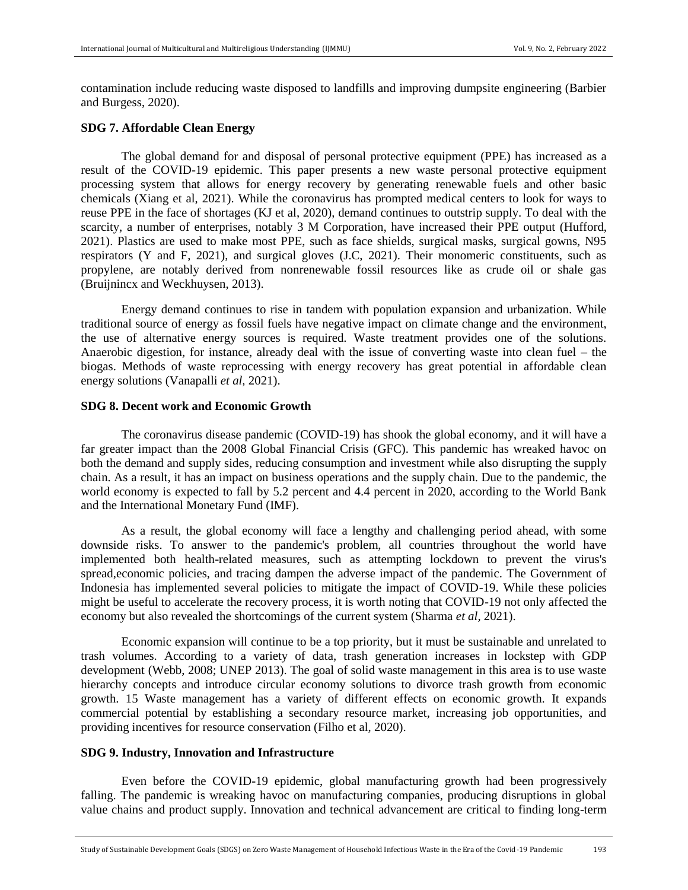contamination include reducing waste disposed to landfills and improving dumpsite engineering (Barbier and Burgess, 2020).

**SDG 7. Affordable Clean Energy**

The global demand for and disposal of personal protective equipment (PPE) has increased as a result of the COVID-19 epidemic. This paper presents a new waste personal protective equipment processing system that allows for energy recovery by generating renewable fuels and other basic chemicals (Xiang et al, 2021). While the coronavirus has prompted medical centers to look for ways to reuse PPE in the face of shortages (KJ et al, 2020), demand continues to outstrip supply. To deal with the scarcity, a number of enterprises, notably 3 M Corporation, have increased their PPE output (Hufford, 2021). Plastics are used to make most PPE, such as face shields, surgical masks, surgical gowns, N95 respirators (Y and F, 2021), and surgical gloves (J.C, 2021). Their monomeric constituents, such as propylene, are notably derived from nonrenewable fossil resources like as crude oil or shale gas (Bruijnincx and Weckhuysen, 2013).

Energy demand continues to rise in tandem with population expansion and urbanization. While traditional source of energy as fossil fuels have negative impact on climate change and the environment, the use of alternative energy sources is required. Waste treatment provides one of the solutions. Anaerobic digestion, for instance, already deal with the issue of converting waste into clean fuel – the biogas. Methods of waste reprocessing with energy recovery has great potential in affordable clean energy solutions (Vanapalli *et al*, 2021).

**SDG 8. Decent work and Economic Growth**

The coronavirus disease pandemic (COVID-19) has shook the global economy, and it will have a far greater impact than the 2008 Global Financial Crisis (GFC). This pandemic has wreaked havoc on both the demand and supply sides, reducing consumption and investment while also disrupting the supply chain. As a result, it has an impact on business operations and the supply chain. Due to the pandemic, the world economy is expected to fall by 5.2 percent and 4.4 percent in 2020, according to the World Bank and the International Monetary Fund (IMF).

As a result, the global economy will face a lengthy and challenging period ahead, with some downside risks. To answer to the pandemic's problem, all countries throughout the world have implemented both health-related measures, such as attempting lockdown to prevent the virus's spread,economic policies, and tracing dampen the adverse impact of the pandemic. The Government of Indonesia has implemented several policies to mitigate the impact of COVID-19. While these policies might be useful to accelerate the recovery process, it is worth noting that COVID-19 not only affected the economy but also revealed the shortcomings of the current system (Sharma *et al*, 2021).

Economic expansion will continue to be a top priority, but it must be sustainable and unrelated to trash volumes. According to a variety of data, trash generation increases in lockstep with GDP development (Webb, 2008; UNEP 2013). The goal of solid waste management in this area is to use waste hierarchy concepts and introduce circular economy solutions to divorce trash growth from economic growth. 15 Waste management has a variety of different effects on economic growth. It expands commercial potential by establishing a secondary resource market, increasing job opportunities, and providing incentives for resource conservation (Filho et al, 2020).

**SDG 9. Industry, Innovation and Infrastructure**

Even before the COVID-19 epidemic, global manufacturing growth had been progressively falling. The pandemic is wreaking havoc on manufacturing companies, producing disruptions in global value chains and product supply. Innovation and technical advancement are critical to finding long-term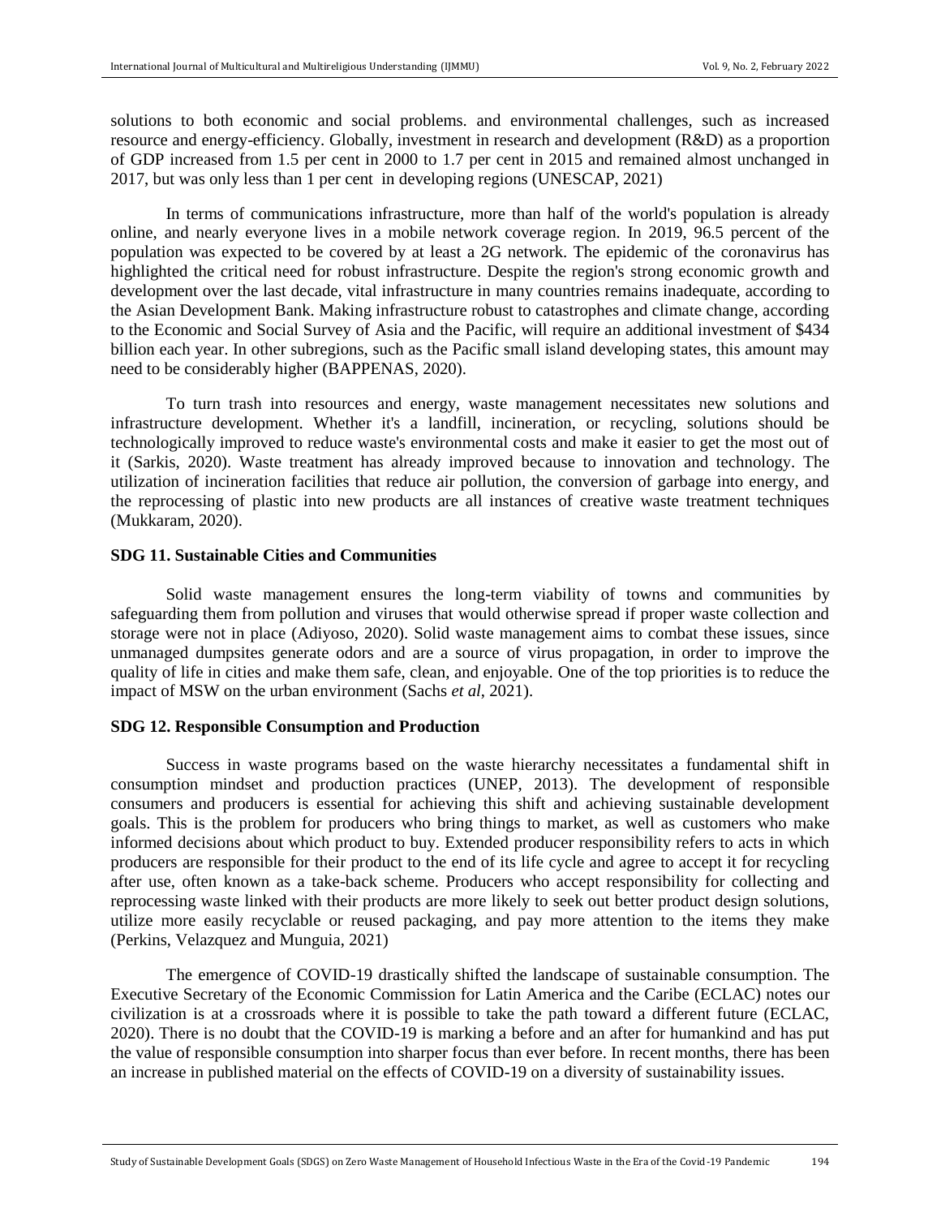solutions to both economic and social problems. and environmental challenges, such as increased resource and energy-efficiency. Globally, investment in research and development (R&D) as a proportion of GDP increased from 1.5 per cent in 2000 to 1.7 per cent in 2015 and remained almost unchanged in 2017, but was only less than 1 per cent in developing regions (UNESCAP, 2021)

In terms of communications infrastructure, more than half of the world's population is already online, and nearly everyone lives in a mobile network coverage region. In 2019, 96.5 percent of the population was expected to be covered by at least a 2G network. The epidemic of the coronavirus has highlighted the critical need for robust infrastructure. Despite the region's strong economic growth and development over the last decade, vital infrastructure in many countries remains inadequate, according to the Asian Development Bank. Making infrastructure robust to catastrophes and climate change, according to the Economic and Social Survey of Asia and the Pacific, will require an additional investment of $434 billion each year. In other subregions, such as the Pacific small island developing states, this amount may need to be considerably higher (BAPPENAS, 2020).

To turn trash into resources and energy, waste management necessitates new solutions and infrastructure development. Whether it's a landfill, incineration, or recycling, solutions should be technologically improved to reduce waste's environmental costs and make it easier to get the most out of it (Sarkis, 2020). Waste treatment has already improved because to innovation and technology. The utilization of incineration facilities that reduce air pollution, the conversion of garbage into energy, and the reprocessing of plastic into new products are all instances of creative waste treatment techniques (Mukkaram, 2020).

**SDG 11. Sustainable Cities and Communities**

Solid waste management ensures the long-term viability of towns and communities by safeguarding them from pollution and viruses that would otherwise spread if proper waste collection and storage were not in place (Adiyoso, 2020). Solid waste management aims to combat these issues, since unmanaged dumpsites generate odors and are a source of virus propagation, in order to improve the quality of life in cities and make them safe, clean, and enjoyable. One of the top priorities is to reduce the impact of MSW on the urban environment (Sachs *et al*, 2021).

**SDG 12. Responsible Consumption and Production**

Success in waste programs based on the waste hierarchy necessitates a fundamental shift in consumption mindset and production practices (UNEP, 2013). The development of responsible consumers and producers is essential for achieving this shift and achieving sustainable development goals. This is the problem for producers who bring things to market, as well as customers who make informed decisions about which product to buy. Extended producer responsibility refers to acts in which producers are responsible for their product to the end of its life cycle and agree to accept it for recycling after use, often known as a take-back scheme. Producers who accept responsibility for collecting and reprocessing waste linked with their products are more likely to seek out better product design solutions, utilize more easily recyclable or reused packaging, and pay more attention to the items they make (Perkins, Velazquez and Munguia, 2021)

The emergence of COVID-19 drastically shifted the landscape of sustainable consumption. The Executive Secretary of the Economic Commission for Latin America and the Caribe (ECLAC) notes our civilization is at a crossroads where it is possible to take the path toward a different future (ECLAC, 2020). There is no doubt that the COVID-19 is marking a before and an after for humankind and has put the value of responsible consumption into sharper focus than ever before. In recent months, there has been an increase in published material on the effects of COVID-19 on a diversity of sustainability issues.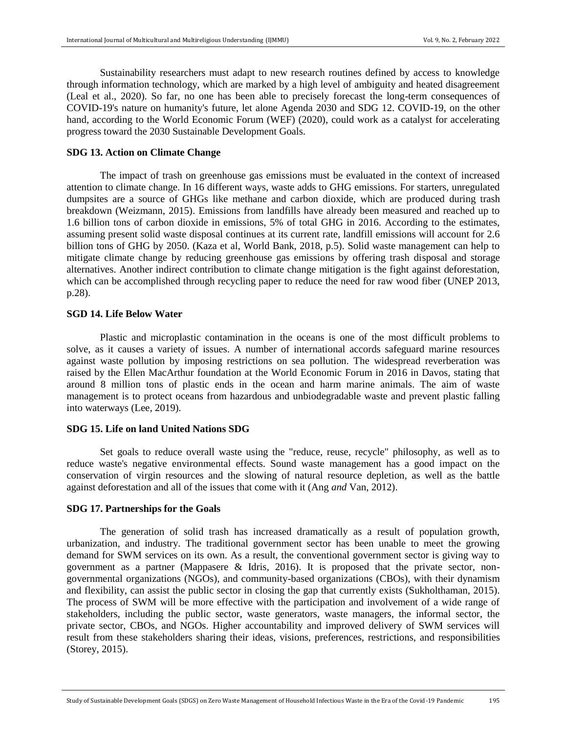Sustainability researchers must adapt to new research routines defined by access to knowledge through information technology, which are marked by a high level of ambiguity and heated disagreement (Leal et al., 2020). So far, no one has been able to precisely forecast the long-term consequences of COVID-19's nature on humanity's future, let alone Agenda 2030 and SDG 12. COVID-19, on the other hand, according to the World Economic Forum (WEF) (2020), could work as a catalyst for accelerating progress toward the 2030 Sustainable Development Goals.

**SDG 13. Action on Climate Change**

The impact of trash on greenhouse gas emissions must be evaluated in the context of increased attention to climate change. In 16 different ways, waste adds to GHG emissions. For starters, unregulated dumpsites are a source of GHGs like methane and carbon dioxide, which are produced during trash breakdown (Weizmann, 2015). Emissions from landfills have already been measured and reached up to 1.6 billion tons of carbon dioxide in emissions, 5% of total GHG in 2016. According to the estimates, assuming present solid waste disposal continues at its current rate, landfill emissions will account for 2.6 billion tons of GHG by 2050. (Kaza et al, World Bank, 2018, p.5). Solid waste management can help to mitigate climate change by reducing greenhouse gas emissions by offering trash disposal and storage alternatives. Another indirect contribution to climate change mitigation is the fight against deforestation, which can be accomplished through recycling paper to reduce the need for raw wood fiber (UNEP 2013, p.28).

**SGD 14. Life Below Water**

Plastic and microplastic contamination in the oceans is one of the most difficult problems to solve, as it causes a variety of issues. A number of international accords safeguard marine resources against waste pollution by imposing restrictions on sea pollution. The widespread reverberation was raised by the Ellen MacArthur foundation at the World Economic Forum in 2016 in Davos, stating that around 8 million tons of plastic ends in the ocean and harm marine animals. The aim of waste management is to protect oceans from hazardous and unbiodegradable waste and prevent plastic falling into waterways (Lee, 2019).

**SDG 15. Life on land United Nations SDG**

Set goals to reduce overall waste using the "reduce, reuse, recycle" philosophy, as well as to reduce waste's negative environmental effects. Sound waste management has a good impact on the conservation of virgin resources and the slowing of natural resource depletion, as well as the battle against deforestation and all of the issues that come with it (Ang *and* Van, 2012).

**SDG 17. Partnerships for the Goals**

The generation of solid trash has increased dramatically as a result of population growth, urbanization, and industry. The traditional government sector has been unable to meet the growing demand for SWM services on its own. As a result, the conventional government sector is giving way to government as a partner (Mappasere & Idris, 2016). It is proposed that the private sector, non-governmental organizations (NGOs), and community-based organizations (CBOs), with their dynamism and flexibility, can assist the public sector in closing the gap that currently exists (Sukholthaman, 2015). The process of SWM will be more effective with the participation and involvement of a wide range of stakeholders, including the public sector, waste generators, waste managers, the informal sector, the private sector, CBOs, and NGOs. Higher accountability and improved delivery of SWM services will result from these stakeholders sharing their ideas, visions, preferences, restrictions, and responsibilities (Storey, 2015).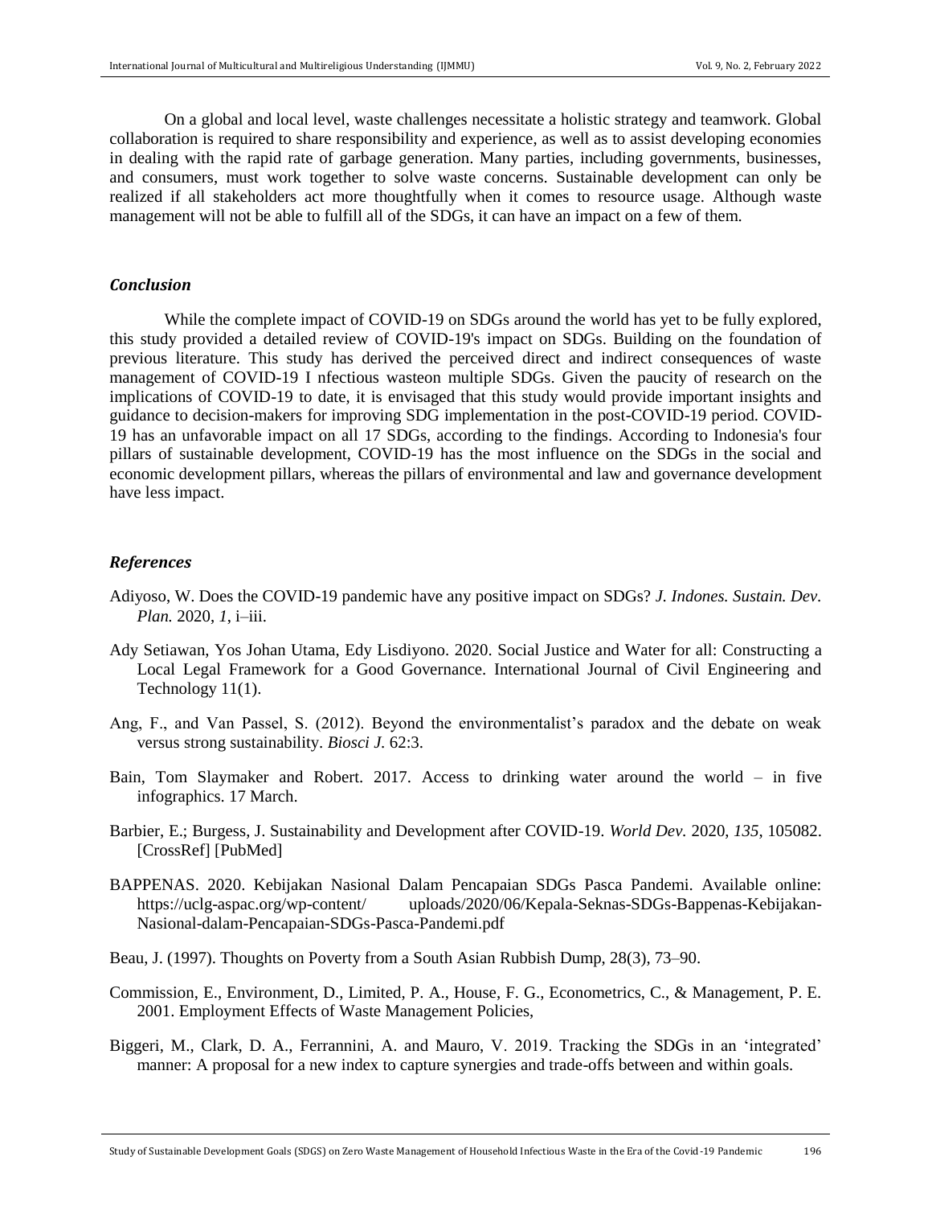On a global and local level, waste challenges necessitate a holistic strategy and teamwork. Global collaboration is required to share responsibility and experience, as well as to assist developing economies in dealing with the rapid rate of garbage generation. Many parties, including governments, businesses, and consumers, must work together to solve waste concerns. Sustainable development can only be realized if all stakeholders act more thoughtfully when it comes to resource usage. Although waste management will not be able to fulfill all of the SDGs, it can have an impact on a few of them.

### *Conclusion*

While the complete impact of COVID-19 on SDGs around the world has yet to be fully explored, this study provided a detailed review of COVID-19's impact on SDGs. Building on the foundation of previous literature. This study has derived the perceived direct and indirect consequences of waste management of COVID-19 I nfectious wasteon multiple SDGs. Given the paucity of research on the implications of COVID-19 to date, it is envisaged that this study would provide important insights and guidance to decision-makers for improving SDG implementation in the post-COVID-19 period. COVID-19 has an unfavorable impact on all 17 SDGs, according to the findings. According to Indonesia's four pillars of sustainable development, COVID-19 has the most influence on the SDGs in the social and economic development pillars, whereas the pillars of environmental and law and governance development have less impact.

### *References*

Adiyoso, W. Does the COVID-19 pandemic have any positive impact on SDGs? *J. Indones. Sustain. Dev. Plan.* 2020, *1*, i–iii.

Ady Setiawan, Yos Johan Utama, Edy Lisdiyono. 2020. Social Justice and Water for all: Constructing a Local Legal Framework for a Good Governance. International Journal of Civil Engineering and Technology 11(1).

Ang, F., and Van Passel, S. (2012). Beyond the environmentalist's paradox and the debate on weak versus strong sustainability. *Biosci J.* 62:3.

Bain, Tom Slaymaker and Robert. 2017. Access to drinking water around the world – in five infographics. 17 March.

Barbier, E.; Burgess, J. Sustainability and Development after COVID-19. *World Dev.* 2020, *135*, 105082. [CrossRef] [PubMed]

BAPPENAS. 2020. Kebijakan Nasional Dalam Pencapaian SDGs Pasca Pandemi. Available online: https://uclg-aspac.org/wp-content/ uploads/2020/06/Kepala-Seknas-SDGs-Bappenas-Kebijakan-Nasional-dalam-Pencapaian-SDGs-Pasca-Pandemi.pdf

Beau, J. (1997). Thoughts on Poverty from a South Asian Rubbish Dump, 28(3), 73–90.

Commission, E., Environment, D., Limited, P. A., House, F. G., Econometrics, C., & Management, P. E. 2001. Employment Effects of Waste Management Policies,

Biggeri, M., Clark, D. A., Ferrannini, A. and Mauro, V. 2019. Tracking the SDGs in an 'integrated' manner: A proposal for a new index to capture synergies and trade-offs between and within goals.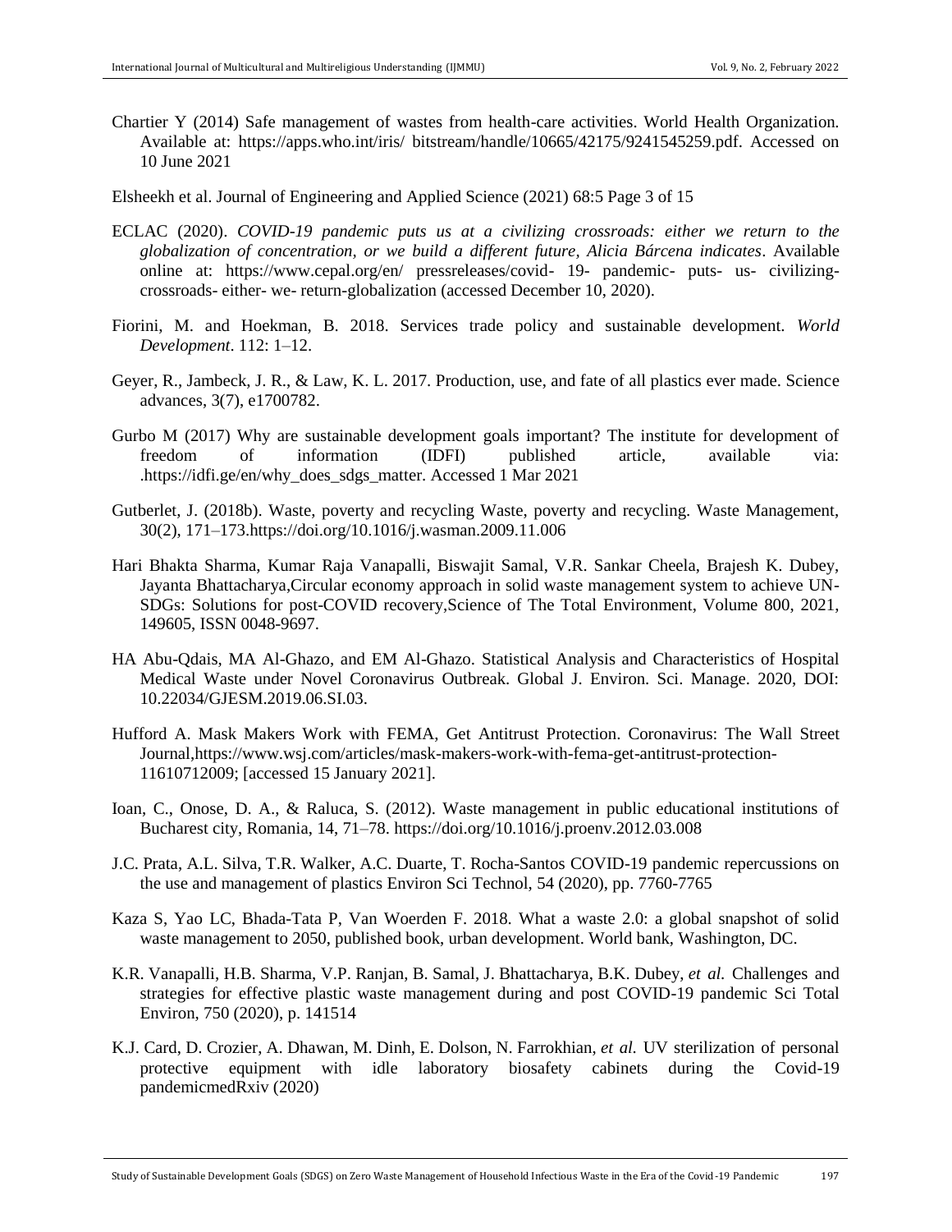Chartier Y (2014) Safe management of wastes from health-care activities. World Health Organization. Available at: https://apps.who.int/iris/ bitstream/handle/10665/42175/9241545259.pdf. Accessed on 10 June 2021

Elsheekh et al. Journal of Engineering and Applied Science (2021) 68:5 Page 3 of 15

ECLAC (2020). *COVID-19 pandemic puts us at a civilizing crossroads: either we return to the globalization of concentration, or we build a different future, Alicia Bárcena indicates*. Available online at: https://www.cepal.org/en/ pressreleases/covid- 19- pandemic- puts- us- civilizing-crossroads- either- we- return-globalization (accessed December 10, 2020).

Fiorini, M. and Hoekman, B. 2018. Services trade policy and sustainable development. *World Development*. 112: 1–12.

Geyer, R., Jambeck, J. R., & Law, K. L. 2017. Production, use, and fate of all plastics ever made. Science advances, 3(7), e1700782.

Gurbo M (2017) Why are sustainable development goals important? The institute for development of freedom of information (IDFI) published article, available via: .https://idfi.ge/en/why_does_sdgs_matter. Accessed 1 Mar 2021

Gutberlet, J. (2018b). Waste, poverty and recycling Waste, poverty and recycling. Waste Management, 30(2), 171–173.https://doi.org/10.1016/j.wasman.2009.11.006

Hari Bhakta Sharma, Kumar Raja Vanapalli, Biswajit Samal, V.R. Sankar Cheela, Brajesh K. Dubey, Jayanta Bhattacharya,Circular economy approach in solid waste management system to achieve UN-SDGs: Solutions for post-COVID recovery,Science of The Total Environment, Volume 800, 2021, 149605, ISSN 0048-9697.

HA Abu-Qdais, MA Al-Ghazo, and EM Al-Ghazo. Statistical Analysis and Characteristics of Hospital Medical Waste under Novel Coronavirus Outbreak. Global J. Environ. Sci. Manage. 2020, DOI: 10.22034/GJESM.2019.06.SI.03.

Hufford A. Mask Makers Work with FEMA, Get Antitrust Protection. Coronavirus: The Wall Street Journal,https://www.wsj.com/articles/mask-makers-work-with-fema-get-antitrust-protection-11610712009; [accessed 15 January 2021].

Ioan, C., Onose, D. A., & Raluca, S. (2012). Waste management in public educational institutions of Bucharest city, Romania, 14, 71–78. https://doi.org/10.1016/j.proenv.2012.03.008

J.C. Prata, A.L. Silva, T.R. Walker, A.C. Duarte, T. Rocha-Santos COVID-19 pandemic repercussions on the use and management of plastics Environ Sci Technol, 54 (2020), pp. 7760-7765

Kaza S, Yao LC, Bhada-Tata P, Van Woerden F. 2018. What a waste 2.0: a global snapshot of solid waste management to 2050, published book, urban development. World bank, Washington, DC.

K.R. Vanapalli, H.B. Sharma, V.P. Ranjan, B. Samal, J. Bhattacharya, B.K. Dubey, *et al.* Challenges and strategies for effective plastic waste management during and post COVID-19 pandemic Sci Total Environ, 750 (2020), p. 141514

K.J. Card, D. Crozier, A. Dhawan, M. Dinh, E. Dolson, N. Farrokhian, *et al.* UV sterilization of personal protective equipment with idle laboratory biosafety cabinets during the Covid-19 pandemicmedRxiv (2020)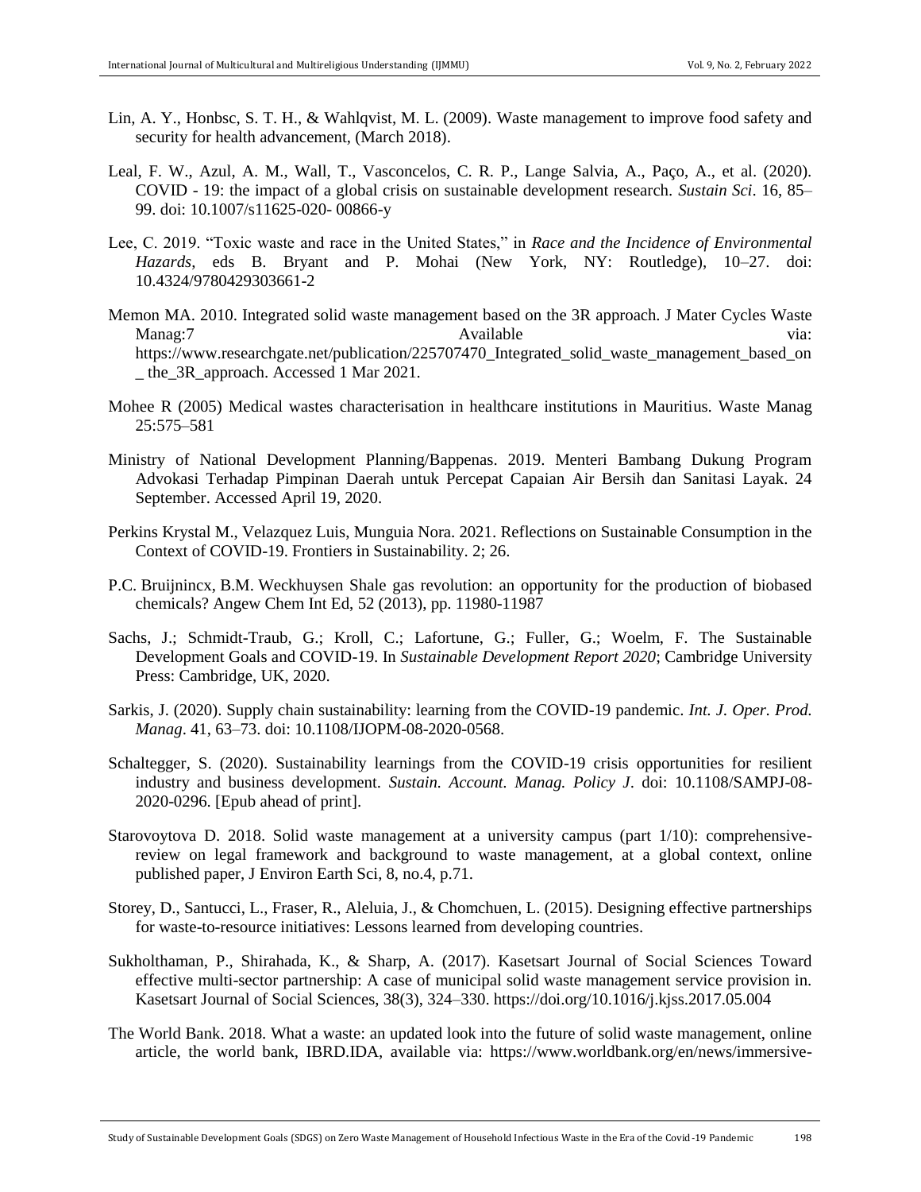Lin, A. Y., Honbsc, S. T. H., & Wahlqvist, M. L. (2009). Waste management to improve food safety and security for health advancement, (March 2018).

Leal, F. W., Azul, A. M., Wall, T., Vasconcelos, C. R. P., Lange Salvia, A., Paço, A., et al. (2020). COVID - 19: the impact of a global crisis on sustainable development research. *Sustain Sci*. 16, 85–99. doi: 10.1007/s11625-020- 00866-y

Lee, C. 2019. "Toxic waste and race in the United States," in *Race and the Incidence of Environmental Hazards*, eds B. Bryant and P. Mohai (New York, NY: Routledge), 10–27. doi: 10.4324/9780429303661-2

Memon MA. 2010. Integrated solid waste management based on the 3R approach. J Mater Cycles Waste Manag:7 Available via: https://www.researchgate.net/publication/225707470_Integrated_solid_waste_management_based_on_ the_3R_approach. Accessed 1 Mar 2021.

Mohee R (2005) Medical wastes characterisation in healthcare institutions in Mauritius. Waste Manag 25:575–581

Ministry of National Development Planning/Bappenas. 2019. Menteri Bambang Dukung Program Advokasi Terhadap Pimpinan Daerah untuk Percepat Capaian Air Bersih dan Sanitasi Layak. 24 September. Accessed April 19, 2020.

Perkins Krystal M., Velazquez Luis, Munguia Nora. 2021. Reflections on Sustainable Consumption in the Context of COVID-19. Frontiers in Sustainability. 2; 26.

P.C. Bruijnincx, B.M. Weckhuysen Shale gas revolution: an opportunity for the production of biobased chemicals? Angew Chem Int Ed, 52 (2013), pp. 11980-11987

Sachs, J.; Schmidt-Traub, G.; Kroll, C.; Lafortune, G.; Fuller, G.; Woelm, F. The Sustainable Development Goals and COVID-19. In *Sustainable Development Report 2020*; Cambridge University Press: Cambridge, UK, 2020.

Sarkis, J. (2020). Supply chain sustainability: learning from the COVID-19 pandemic. *Int. J. Oper. Prod. Manag*. 41, 63–73. doi: 10.1108/IJOPM-08-2020-0568.

Schaltegger, S. (2020). Sustainability learnings from the COVID-19 crisis opportunities for resilient industry and business development. *Sustain. Account. Manag. Policy J*. doi: 10.1108/SAMPJ-08-2020-0296. [Epub ahead of print].

Starovoytova D. 2018. Solid waste management at a university campus (part 1/10): comprehensive-review on legal framework and background to waste management, at a global context, online published paper, J Environ Earth Sci, 8, no.4, p.71.

Storey, D., Santucci, L., Fraser, R., Aleluia, J., & Chomchuen, L. (2015). Designing effective partnerships for waste-to-resource initiatives: Lessons learned from developing countries.

Sukholthaman, P., Shirahada, K., & Sharp, A. (2017). Kasetsart Journal of Social Sciences Toward effective multi-sector partnership: A case of municipal solid waste management service provision in. Kasetsart Journal of Social Sciences, 38(3), 324–330. https://doi.org/10.1016/j.kjss.2017.05.004

The World Bank. 2018. What a waste: an updated look into the future of solid waste management, online article, the world bank, IBRD.IDA, available via: https://www.worldbank.org/en/news/immersive-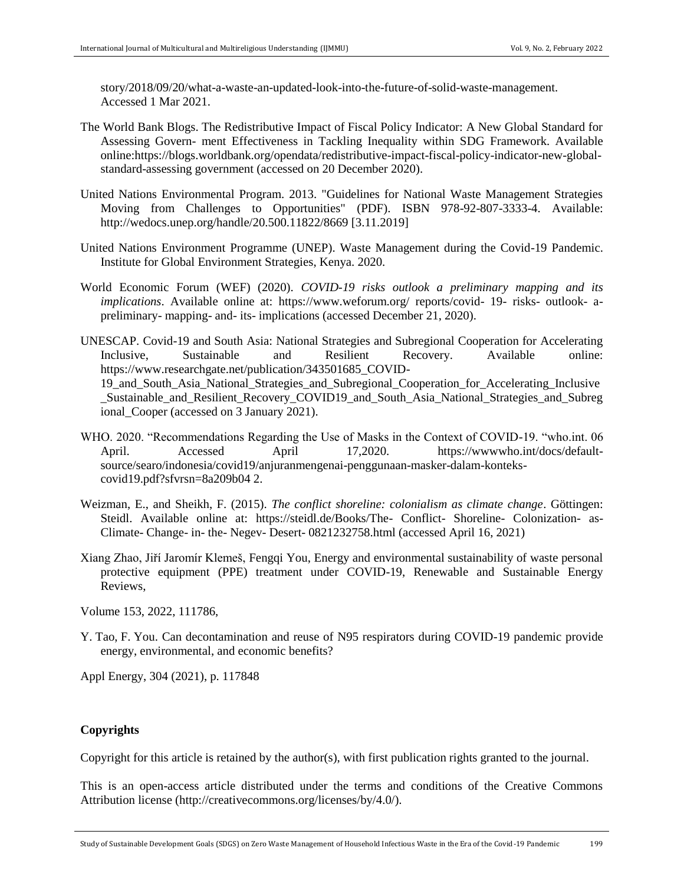story/2018/09/20/what-a-waste-an-updated-look-into-the-future-of-solid-waste-management. Accessed 1 Mar 2021.

The World Bank Blogs. The Redistributive Impact of Fiscal Policy Indicator: A New Global Standard for Assessing Govern- ment Effectiveness in Tackling Inequality within SDG Framework. Available online:https://blogs.worldbank.org/opendata/redistributive-impact-fiscal-policy-indicator-new-global-standard-assessing government (accessed on 20 December 2020).

United Nations Environmental Program. 2013. "Guidelines for National Waste Management Strategies Moving from Challenges to Opportunities" (PDF). ISBN 978-92-807-3333-4. Available: http://wedocs.unep.org/handle/20.500.11822/8669 [3.11.2019]

United Nations Environment Programme (UNEP). Waste Management during the Covid-19 Pandemic. Institute for Global Environment Strategies, Kenya. 2020.

World Economic Forum (WEF) (2020). *COVID-19 risks outlook a preliminary mapping and its implications*. Available online at: https://www.weforum.org/ reports/covid- 19- risks- outlook- a-preliminary- mapping- and- its- implications (accessed December 21, 2020).

UNESCAP. Covid-19 and South Asia: National Strategies and Subregional Cooperation for Accelerating Inclusive, Sustainable and Resilient Recovery. Available online: https://www.researchgate.net/publication/343501685_COVID-19_and_South_Asia_National_Strategies_and_Subregional_Cooperation_for_Accelerating_Inclusive_Sustainable_and_Resilient_Recovery_COVID19_and_South_Asia_National_Strategies_and_Subregional_Cooper (accessed on 3 January 2021).

WHO. 2020. "Recommendations Regarding the Use of Masks in the Context of COVID-19. "who.int. 06 April. Accessed April 17,2020. https://wwwwho.int/docs/default-source/searo/indonesia/covid19/anjuranmengenai-penggunaan-masker-dalam-konteks-covid19.pdf?sfvrsn=8a209b04 2.

Weizman, E., and Sheikh, F. (2015). *The conflict shoreline: colonialism as climate change*. Göttingen: Steidl. Available online at: https://steidl.de/Books/The- Conflict- Shoreline- Colonization- as-Climate- Change- in- the- Negev- Desert- 0821232758.html (accessed April 16, 2021)

Xiang Zhao, Jiří Jaromír Klemeš, Fengqi You, Energy and environmental sustainability of waste personal protective equipment (PPE) treatment under COVID-19, Renewable and Sustainable Energy Reviews,

Volume 153, 2022, 111786,

Y. Tao, F. You. Can decontamination and reuse of N95 respirators during COVID-19 pandemic provide energy, environmental, and economic benefits?

Appl Energy, 304 (2021), p. 117848

## Copyrights

Copyright for this article is retained by the author(s), with first publication rights granted to the journal.

This is an open-access article distributed under the terms and conditions of the Creative Commons Attribution license (http://creativecommons.org/licenses/by/4.0/).